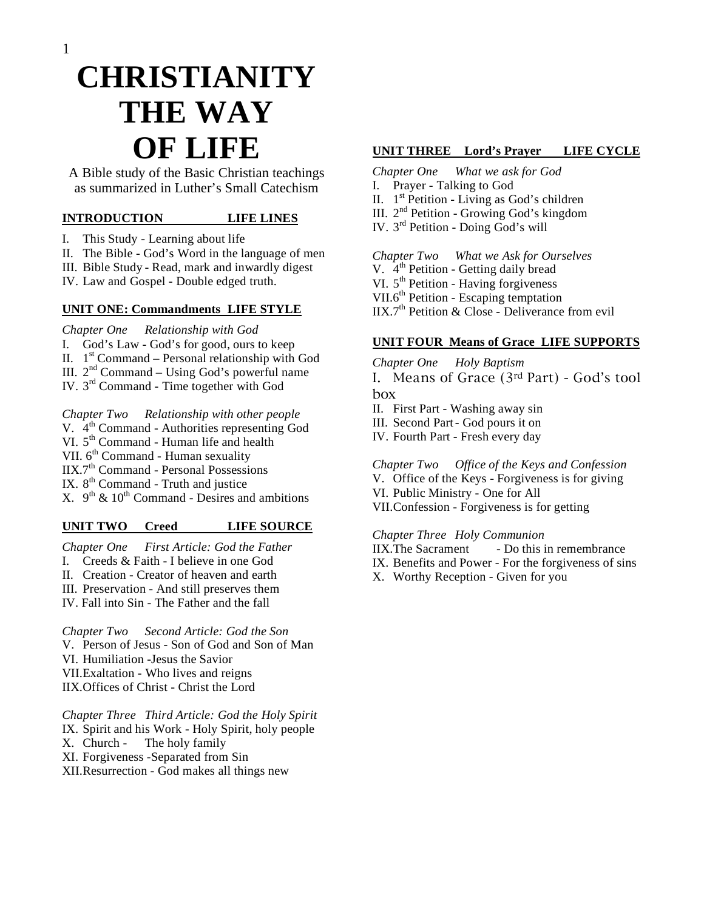# CHRISTIANITY THE WAY OF LIFE

A Bible study of the Basic Christian teachings as summarized in Luther's Small Catechism

## INTRODUCTION LIFE LINES

I. This Study - Learning about life
II. The Bible - God's Word in the language of men
III. Bible Study - Read, mark and inwardly digest
IV. Law and Gospel - Double edged truth.

## UNIT ONE: Commandments LIFE STYLE

*Chapter One Relationship with God*

I. God's Law - God's for good, ours to keep
II. 1st Command – Personal relationship with God
III. 2nd Command – Using God's powerful name
IV. 3rd Command - Time together with God

*Chapter Two Relationship with other people*

V. 4th Command - Authorities representing God
VI. 5th Command - Human life and health
VII. 6th Command - Human sexuality
IIX. 7th Command - Personal Possessions
IX. 8th Command - Truth and justice
X. 9th & 10th Command - Desires and ambitions

## UNIT TWO Creed LIFE SOURCE

*Chapter One First Article: God the Father*

I. Creeds & Faith - I believe in one God
II. Creation - Creator of heaven and earth
III. Preservation - And still preserves them
IV. Fall into Sin - The Father and the fall

*Chapter Two Second Article: God the Son*

V. Person of Jesus - Son of God and Son of Man
VI. Humiliation -Jesus the Savior
VII. Exaltation - Who lives and reigns
IIX. Offices of Christ - Christ the Lord

*Chapter Three Third Article: God the Holy Spirit*

IX. Spirit and his Work - Holy Spirit, holy people
X. Church - The holy family
XI. Forgiveness -Separated from Sin
XII. Resurrection - God makes all things new

## UNIT THREE Lord's Prayer LIFE CYCLE

*Chapter One What we ask for God*

I. Prayer - Talking to God
II. 1st Petition - Living as God's children
III. 2nd Petition - Growing God's kingdom
IV. 3rd Petition - Doing God's will

*Chapter Two What we Ask for Ourselves*

V. 4th Petition - Getting daily bread
VI. 5th Petition - Having forgiveness
VII. 6th Petition - Escaping temptation
IIX. 7th Petition & Close - Deliverance from evil

## UNIT FOUR Means of Grace LIFE SUPPORTS

*Chapter One Holy Baptism*

I. Means of Grace (3rd Part) - God's tool box
II. First Part - Washing away sin
III. Second Part - God pours it on
IV. Fourth Part - Fresh every day

*Chapter Two Office of the Keys and Confession*

V. Office of the Keys - Forgiveness is for giving
VI. Public Ministry - One for All
VII. Confession - Forgiveness is for getting

*Chapter Three Holy Communion*

IIX. The Sacrament - Do this in remembrance
IX. Benefits and Power - For the forgiveness of sins
X. Worthy Reception - Given for you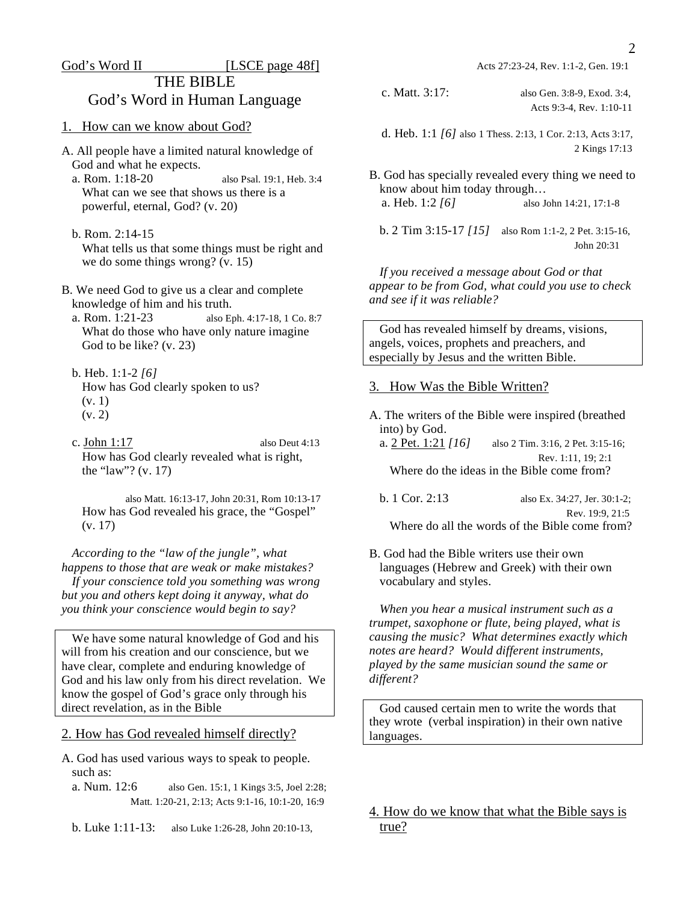God's Word II [LSCE page 48f]

# THE BIBLE
## God's Word in Human Language

### 1. How can we know about God?

A. All people have a limited natural knowledge of God and what he expects.

a. Rom. 1:18-20 also Psal. 19:1, Heb. 3:4
What can we see that shows us there is a powerful, eternal, God? (v. 20)

b. Rom. 2:14-15
What tells us that some things must be right and we do some things wrong? (v. 15)

B. We need God to give us a clear and complete knowledge of him and his truth.

a. Rom. 1:21-23 also Eph. 4:17-18, 1 Co. 8:7
What do those who have only nature imagine God to be like? (v. 23)

b. Heb. 1:1-2 *[6]*
How has God clearly spoken to us?
(v. 1)
(v. 2)

c. John 1:17 also Deut 4:13
How has God clearly revealed what is right, the "law"? (v. 17)

also Matt. 16:13-17, John 20:31, Rom 10:13-17
How has God revealed his grace, the "Gospel" (v. 17)

*According to the "law of the jungle", what happens to those that are weak or make mistakes?*
*If your conscience told you something was wrong but you and others kept doing it anyway, what do you think your conscience would begin to say?*

> We have some natural knowledge of God and his will from his creation and our conscience, but we have clear, complete and enduring knowledge of God and his law only from his direct revelation. We know the gospel of God's grace only through his direct revelation, as in the Bible

### 2. How has God revealed himself directly?

A. God has used various ways to speak to people. such as:

a. Num. 12:6 also Gen. 15:1, 1 Kings 3:5, Joel 2:28; Matt. 1:20-21, 2:13; Acts 9:1-16, 10:1-20, 16:9

b. Luke 1:11-13: also Luke 1:26-28, John 20:10-13, Acts 27:23-24, Rev. 1:1-2, Gen. 19:1

c. Matt. 3:17: also Gen. 3:8-9, Exod. 3:4, Acts 9:3-4, Rev. 1:10-11

d. Heb. 1:1 *[6]* also 1 Thess. 2:13, 1 Cor. 2:13, Acts 3:17, 2 Kings 17:13

B. God has specially revealed every thing we need to know about him today through…

a. Heb. 1:2 *[6]* also John 14:21, 17:1-8

b. 2 Tim 3:15-17 *[15]* also Rom 1:1-2, 2 Pet. 3:15-16, John 20:31

*If you received a message about God or that appear to be from God, what could you use to check and see if it was reliable?*

> God has revealed himself by dreams, visions, angels, voices, prophets and preachers, and especially by Jesus and the written Bible.

### 3. How Was the Bible Written?

A. The writers of the Bible were inspired (breathed into) by God.

a. 2 Pet. 1:21 *[16]* also 2 Tim. 3:16, 2 Pet. 3:15-16; Rev. 1:11, 19; 2:1
Where do the ideas in the Bible come from?

b. 1 Cor. 2:13 also Ex. 34:27, Jer. 30:1-2; Rev. 19:9, 21:5
Where do all the words of the Bible come from?

B. God had the Bible writers use their own languages (Hebrew and Greek) with their own vocabulary and styles.

*When you hear a musical instrument such as a trumpet, saxophone or flute, being played, what is causing the music? What determines exactly which notes are heard? Would different instruments, played by the same musician sound the same or different?*

> God caused certain men to write the words that they wrote (verbal inspiration) in their own native languages.

### 4. How do we know that what the Bible says is true?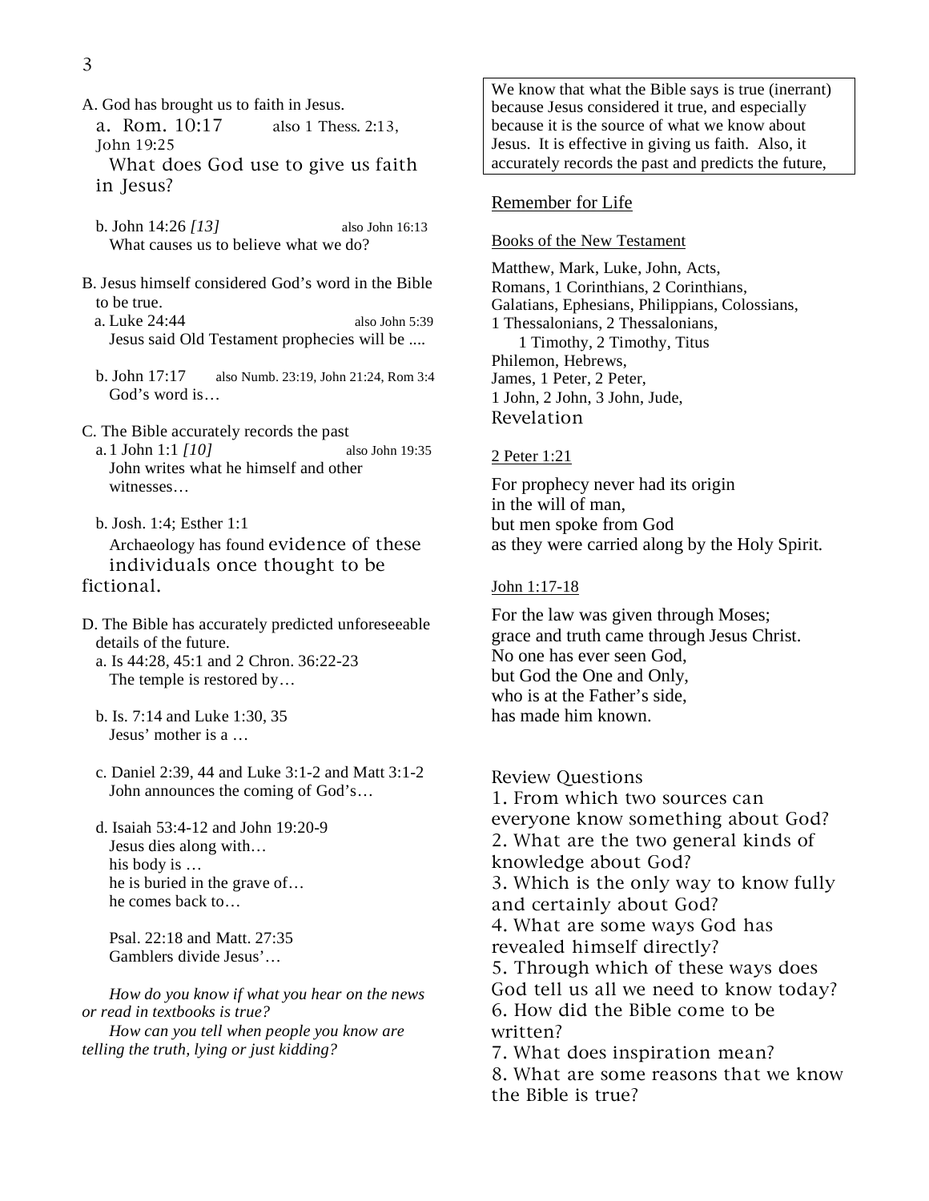A. God has brought us to faith in Jesus.

a. Rom. 10:17 also 1 Thess. 2:13, John 19:25
What does God use to give us faith in Jesus?

b. John 14:26 *[13]* also John 16:13
What causes us to believe what we do?

B. Jesus himself considered God's word in the Bible to be true.

a. Luke 24:44 also John 5:39
Jesus said Old Testament prophecies will be ....

b. John 17:17 also Numb. 23:19, John 21:24, Rom 3:4
God's word is…

C. The Bible accurately records the past

a. 1 John 1:1 *[10]* also John 19:35
John writes what he himself and other witnesses…

b. Josh. 1:4; Esther 1:1
Archaeology has found evidence of these individuals once thought to be fictional.

D. The Bible has accurately predicted unforeseeable details of the future.

a. Is 44:28, 45:1 and 2 Chron. 36:22-23
The temple is restored by…

b. Is. 7:14 and Luke 1:30, 35
Jesus' mother is a …

c. Daniel 2:39, 44 and Luke 3:1-2 and Matt 3:1-2
John announces the coming of God's…

d. Isaiah 53:4-12 and John 19:20-9
Jesus dies along with…
his body is …
he is buried in the grave of…
he comes back to…

Psal. 22:18 and Matt. 27:35
Gamblers divide Jesus'…

*How do you know if what you hear on the news or read in textbooks is true?*

*How can you tell when people you know are telling the truth, lying or just kidding?*

We know that what the Bible says is true (inerrant) because Jesus considered it true, and especially because it is the source of what we know about Jesus. It is effective in giving us faith. Also, it accurately records the past and predicts the future,

## Remember for Life

### Books of the New Testament

Matthew, Mark, Luke, John, Acts,
Romans, 1 Corinthians, 2 Corinthians,
Galatians, Ephesians, Philippians, Colossians,
1 Thessalonians, 2 Thessalonians,
1 Timothy, 2 Timothy, Titus
Philemon, Hebrews,
James, 1 Peter, 2 Peter,
1 John, 2 John, 3 John, Jude,
Revelation

### 2 Peter 1:21

For prophecy never had its origin
in the will of man,
but men spoke from God
as they were carried along by the Holy Spirit.

### John 1:17-18

For the law was given through Moses;
grace and truth came through Jesus Christ.
No one has ever seen God,
but God the One and Only,
who is at the Father's side,
has made him known.

## Review Questions

1. From which two sources can everyone know something about God?
2. What are the two general kinds of knowledge about God?
3. Which is the only way to know fully and certainly about God?
4. What are some ways God has revealed himself directly?
5. Through which of these ways does God tell us all we need to know today?
6. How did the Bible come to be written?
7. What does inspiration mean?
8. What are some reasons that we know the Bible is true?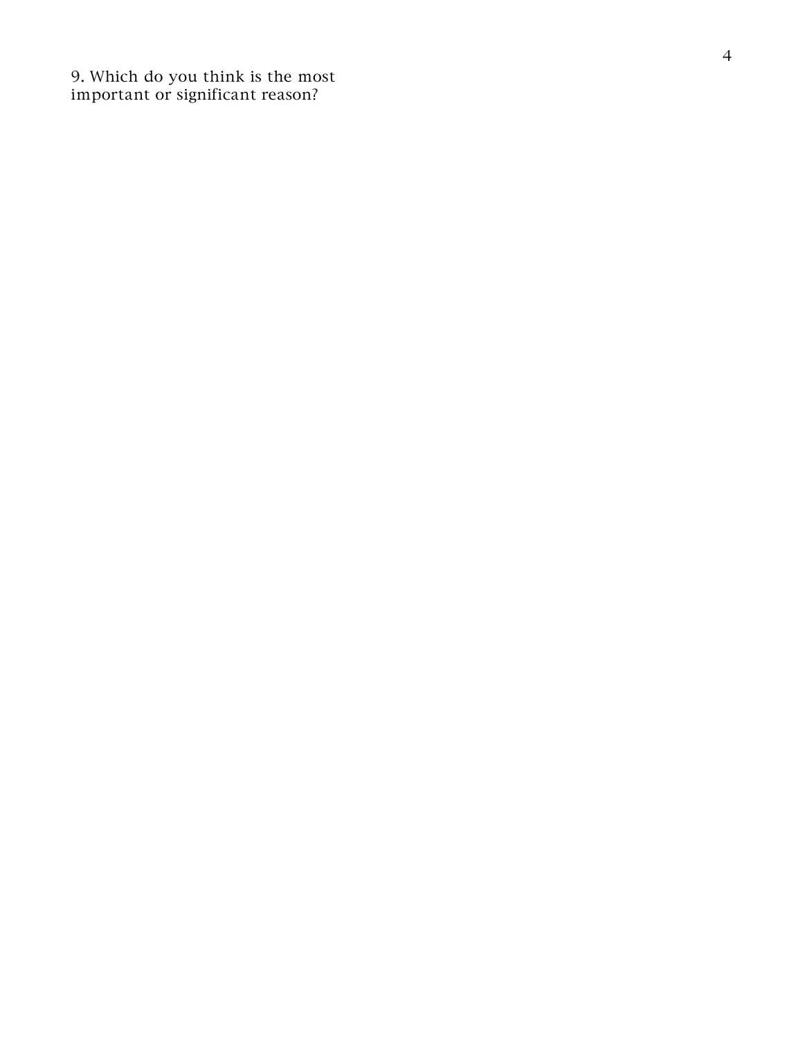9. Which do you think is the most important or significant reason?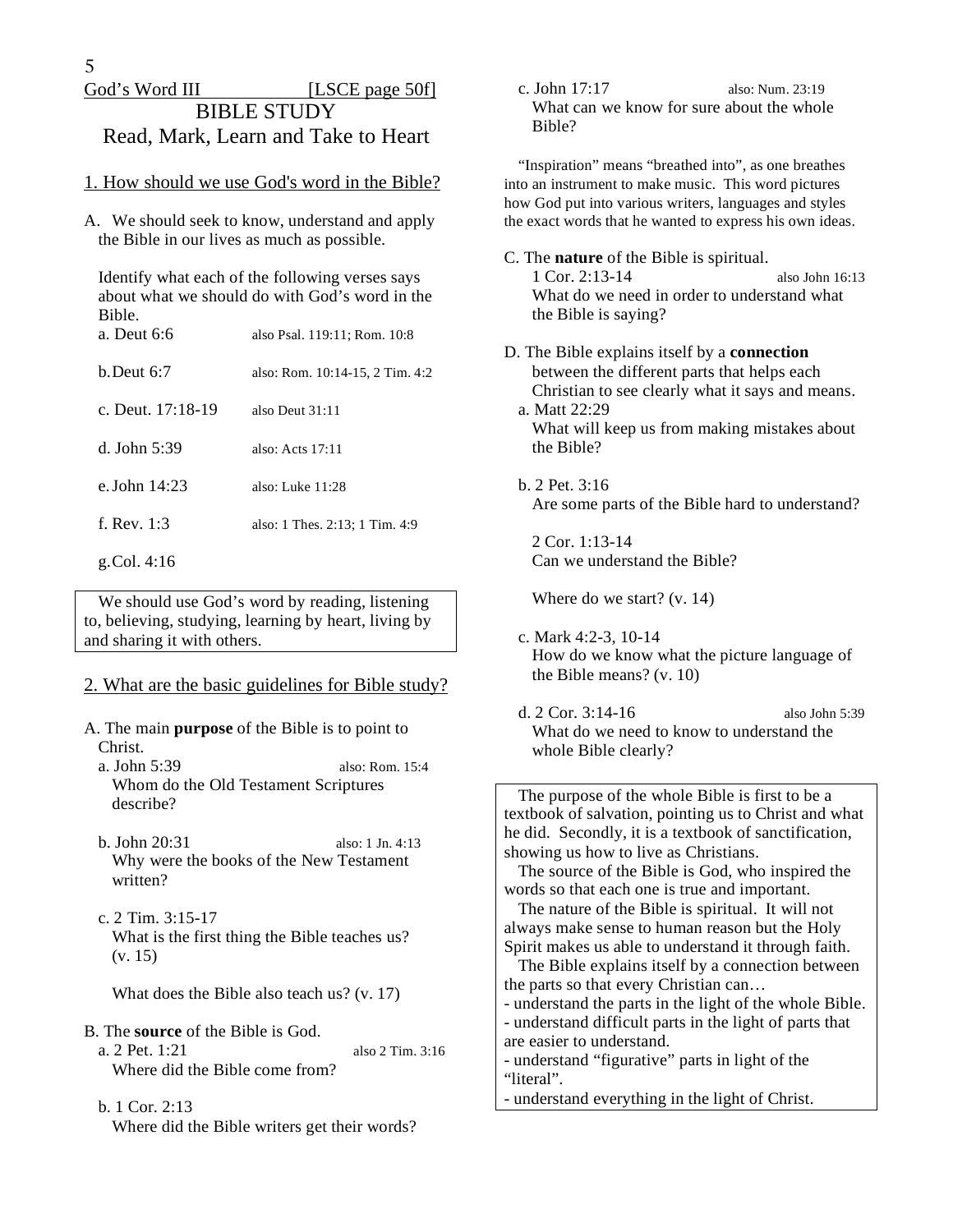God's Word III [LSCE page 50f]

# BIBLE STUDY

## Read, Mark, Learn and Take to Heart

### 1. How should we use God's word in the Bible?

A. We should seek to know, understand and apply the Bible in our lives as much as possible.

Identify what each of the following verses says about what we should do with God's word in the Bible.

a. Deut 6:6 — also Psal. 119:11; Rom. 10:8

b. Deut 6:7 — also: Rom. 10:14-15, 2 Tim. 4:2

c. Deut. 17:18-19 — also Deut 31:11

d. John 5:39 — also: Acts 17:11

e. John 14:23 — also: Luke 11:28

f. Rev. 1:3 — also: 1 Thes. 2:13; 1 Tim. 4:9

g. Col. 4:16

> We should use God's word by reading, listening to, believing, studying, learning by heart, living by and sharing it with others.

### 2. What are the basic guidelines for Bible study?

A. The main **purpose** of the Bible is to point to Christ.

a. John 5:39 — also: Rom. 15:4
Whom do the Old Testament Scriptures describe?

b. John 20:31 — also: 1 Jn. 4:13
Why were the books of the New Testament written?

c. 2 Tim. 3:15-17
What is the first thing the Bible teaches us? (v. 15)

What does the Bible also teach us? (v. 17)

B. The **source** of the Bible is God.

a. 2 Pet. 1:21 — also 2 Tim. 3:16
Where did the Bible come from?

b. 1 Cor. 2:13
Where did the Bible writers get their words?

c. John 17:17 — also: Num. 23:19
What can we know for sure about the whole Bible?

"Inspiration" means "breathed into", as one breathes into an instrument to make music. This word pictures how God put into various writers, languages and styles the exact words that he wanted to express his own ideas.

C. The **nature** of the Bible is spiritual.

1 Cor. 2:13-14 — also John 16:13
What do we need in order to understand what the Bible is saying?

D. The Bible explains itself by a **connection** between the different parts that helps each Christian to see clearly what it says and means.

a. Matt 22:29
What will keep us from making mistakes about the Bible?

b. 2 Pet. 3:16
Are some parts of the Bible hard to understand?

2 Cor. 1:13-14
Can we understand the Bible?

Where do we start? (v. 14)

c. Mark 4:2-3, 10-14
How do we know what the picture language of the Bible means? (v. 10)

d. 2 Cor. 3:14-16 — also John 5:39
What do we need to know to understand the whole Bible clearly?

> The purpose of the whole Bible is first to be a textbook of salvation, pointing us to Christ and what he did. Secondly, it is a textbook of sanctification, showing us how to live as Christians.
> The source of the Bible is God, who inspired the words so that each one is true and important.
> The nature of the Bible is spiritual. It will not always make sense to human reason but the Holy Spirit makes us able to understand it through faith.
> The Bible explains itself by a connection between the parts so that every Christian can…
> - understand the parts in the light of the whole Bible.
> - understand difficult parts in the light of parts that are easier to understand.
> - understand "figurative" parts in light of the "literal".
> - understand everything in the light of Christ.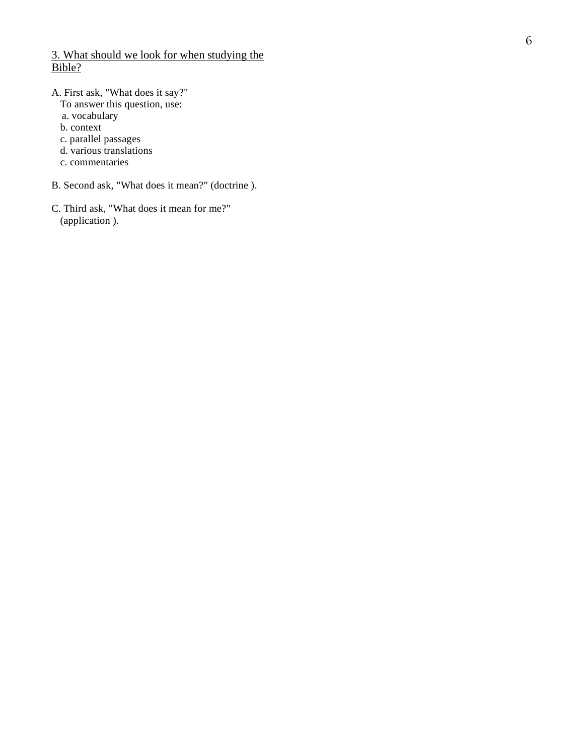<u>3. What should we look for when studying the Bible?</u>

A. First ask, "What does it say?"
To answer this question, use:
a. vocabulary
b. context
c. parallel passages
d. various translations
c. commentaries

B. Second ask, "What does it mean?" (doctrine ).

C. Third ask, "What does it mean for me?" (application ).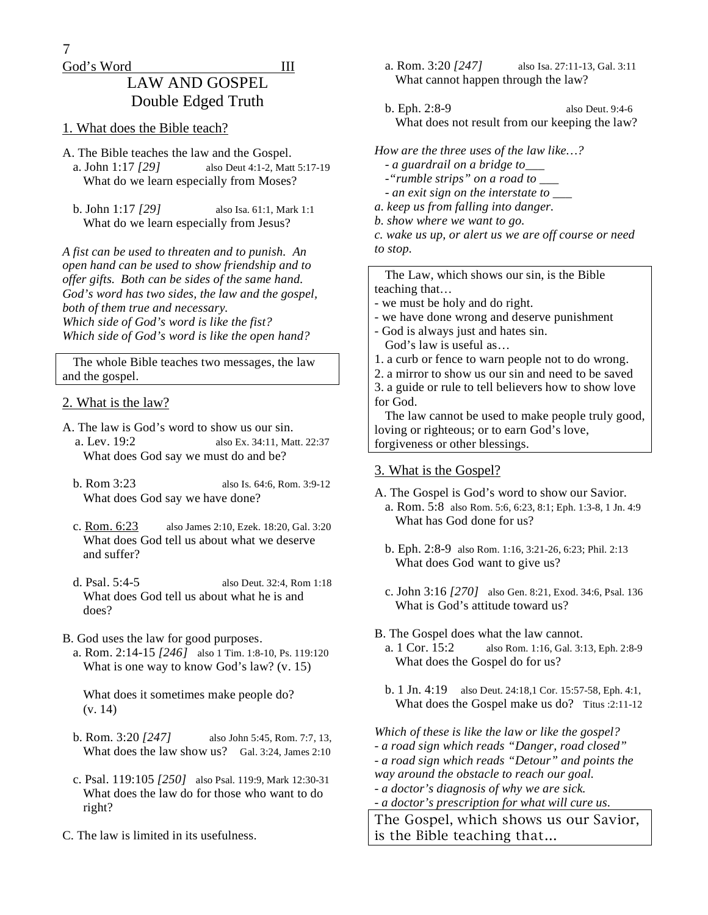God's Word III

# LAW AND GOSPEL
## Double Edged Truth

### 1. What does the Bible teach?

A. The Bible teaches the law and the Gospel.

a. John 1:17 *[29]* also Deut 4:1-2, Matt 5:17-19
What do we learn especially from Moses?

b. John 1:17 *[29]* also Isa. 61:1, Mark 1:1
What do we learn especially from Jesus?

*A fist can be used to threaten and to punish. An open hand can be used to show friendship and to offer gifts. Both can be sides of the same hand. God's word has two sides, the law and the gospel, both of them true and necessary.*
*Which side of God's word is like the fist?*
*Which side of God's word is like the open hand?*

> The whole Bible teaches two messages, the law and the gospel.

### 2. What is the law?

A. The law is God's word to show us our sin.

a. Lev. 19:2 also Ex. 34:11, Matt. 22:37
What does God say we must do and be?

b. Rom 3:23 also Is. 64:6, Rom. 3:9-12
What does God say we have done?

c. Rom. 6:23 also James 2:10, Ezek. 18:20, Gal. 3:20
What does God tell us about what we deserve and suffer?

d. Psal. 5:4-5 also Deut. 32:4, Rom 1:18
What does God tell us about what he is and does?

B. God uses the law for good purposes.

a. Rom. 2:14-15 *[246]* also 1 Tim. 1:8-10, Ps. 119:120
What is one way to know God's law? (v. 15)

What does it sometimes make people do? (v. 14)

b. Rom. 3:20 *[247]* also John 5:45, Rom. 7:7, 13,
What does the law show us? Gal. 3:24, James 2:10

c. Psal. 119:105 *[250]* also Psal. 119:9, Mark 12:30-31
What does the law do for those who want to do right?

C. The law is limited in its usefulness.

a. Rom. 3:20 *[247]* also Isa. 27:11-13, Gal. 3:11
What cannot happen through the law?

b. Eph. 2:8-9 also Deut. 9:4-6
What does not result from our keeping the law?

*How are the three uses of the law like…?*
*- a guardrail on a bridge to___*
*-"rumble strips" on a road to ___*
*- an exit sign on the interstate to ___*
*a. keep us from falling into danger.*
*b. show where we want to go.*
*c. wake us up, or alert us we are off course or need to stop.*

> The Law, which shows our sin, is the Bible teaching that…
> - we must be holy and do right.
> - we have done wrong and deserve punishment
> - God is always just and hates sin.
>
> God's law is useful as…
> 1. a curb or fence to warn people not to do wrong.
> 2. a mirror to show us our sin and need to be saved
> 3. a guide or rule to tell believers how to show love for God.
>
> The law cannot be used to make people truly good, loving or righteous; or to earn God's love, forgiveness or other blessings.

### 3. What is the Gospel?

A. The Gospel is God's word to show our Savior.

a. Rom. 5:8 also Rom. 5:6, 6:23, 8:1; Eph. 1:3-8, 1 Jn. 4:9
What has God done for us?

b. Eph. 2:8-9 also Rom. 1:16, 3:21-26, 6:23; Phil. 2:13
What does God want to give us?

c. John 3:16 *[270]* also Gen. 8:21, Exod. 34:6, Psal. 136
What is God's attitude toward us?

B. The Gospel does what the law cannot.

a. 1 Cor. 15:2 also Rom. 1:16, Gal. 3:13, Eph. 2:8-9
What does the Gospel do for us?

b. 1 Jn. 4:19 also Deut. 24:18,1 Cor. 15:57-58, Eph. 4:1,
What does the Gospel make us do? Titus :2:11-12

*Which of these is like the law or like the gospel?*
*- a road sign which reads "Danger, road closed"*
*- a road sign which reads "Detour" and points the way around the obstacle to reach our goal.*
*- a doctor's diagnosis of why we are sick.*
*- a doctor's prescription for what will cure us.*

> The Gospel, which shows us our Savior, is the Bible teaching that...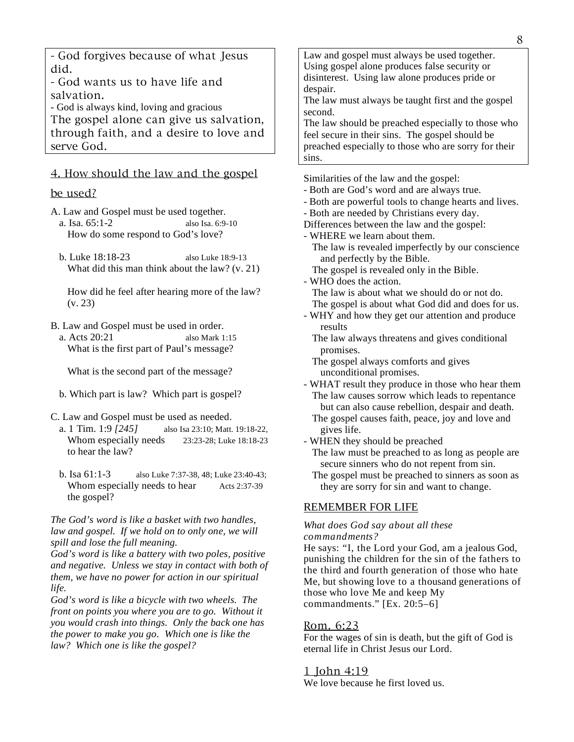- God forgives because of what Jesus did.
- God wants us to have life and salvation.
- God is always kind, loving and gracious

The gospel alone can give us salvation, through faith, and a desire to love and serve God.

## 4. How should the law and the gospel be used?

A. Law and Gospel must be used together.

a. Isa. 65:1-2 — also Isa. 6:9-10

How do some respond to God's love?

b. Luke 18:18-23 — also Luke 18:9-13

What did this man think about the law? (v. 21)

How did he feel after hearing more of the law? (v. 23)

B. Law and Gospel must be used in order.

a. Acts 20:21 — also Mark 1:15

What is the first part of Paul's message?

What is the second part of the message?

b. Which part is law? Which part is gospel?

C. Law and Gospel must be used as needed.

a. 1 Tim. 1:9 *[245]* — also Isa 23:10; Matt. 19:18-22, 23:23-28; Luke 18:18-23

Whom especially needs to hear the law?

b. Isa 61:1-3 — also Luke 7:37-38, 48; Luke 23:40-43; Acts 2:37-39

Whom especially needs to hear the gospel?

*The God's word is like a basket with two handles, law and gospel. If we hold on to only one, we will spill and lose the full meaning.*
*God's word is like a battery with two poles, positive and negative. Unless we stay in contact with both of them, we have no power for action in our spiritual life.*
*God's word is like a bicycle with two wheels. The front on points you where you are to go. Without it you would crash into things. Only the back one has the power to make you go. Which one is like the law? Which one is like the gospel?*

Law and gospel must always be used together. Using gospel alone produces false security or disinterest. Using law alone produces pride or despair.
The law must always be taught first and the gospel second.
The law should be preached especially to those who feel secure in their sins. The gospel should be preached especially to those who are sorry for their sins.

Similarities of the law and the gospel:
- Both are God's word and are always true.
- Both are powerful tools to change hearts and lives.
- Both are needed by Christians every day.

Differences between the law and the gospel:
- WHERE we learn about them.
  The law is revealed imperfectly by our conscience and perfectly by the Bible.
  The gospel is revealed only in the Bible.
- WHO does the action.
  The law is about what we should do or not do.
  The gospel is about what God did and does for us.
- WHY and how they get our attention and produce results
  The law always threatens and gives conditional promises.
  The gospel always comforts and gives unconditional promises.
- WHAT result they produce in those who hear them
  The law causes sorrow which leads to repentance but can also cause rebellion, despair and death.
  The gospel causes faith, peace, joy and love and gives life.
- WHEN they should be preached
  The law must be preached to as long as people are secure sinners who do not repent from sin.
  The gospel must be preached to sinners as soon as they are sorry for sin and want to change.

## REMEMBER FOR LIFE

*What does God say about all these commandments?*
He says: "I, the Lord your God, am a jealous God, punishing the children for the sin of the fathers to the third and fourth generation of those who hate Me, but showing love to a thousand generations of those who love Me and keep My commandments." [Ex. 20:5–6]

### Rom. 6:23
For the wages of sin is death, but the gift of God is eternal life in Christ Jesus our Lord.

### 1 John 4:19
We love because he first loved us.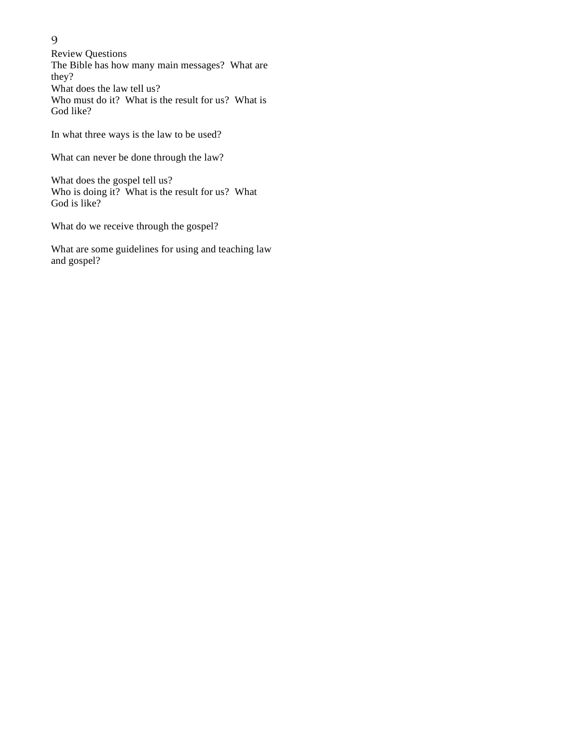## Review Questions

The Bible has how many main messages? What are they?
What does the law tell us?
Who must do it? What is the result for us? What is God like?

In what three ways is the law to be used?

What can never be done through the law?

What does the gospel tell us?
Who is doing it? What is the result for us? What God is like?

What do we receive through the gospel?

What are some guidelines for using and teaching law and gospel?